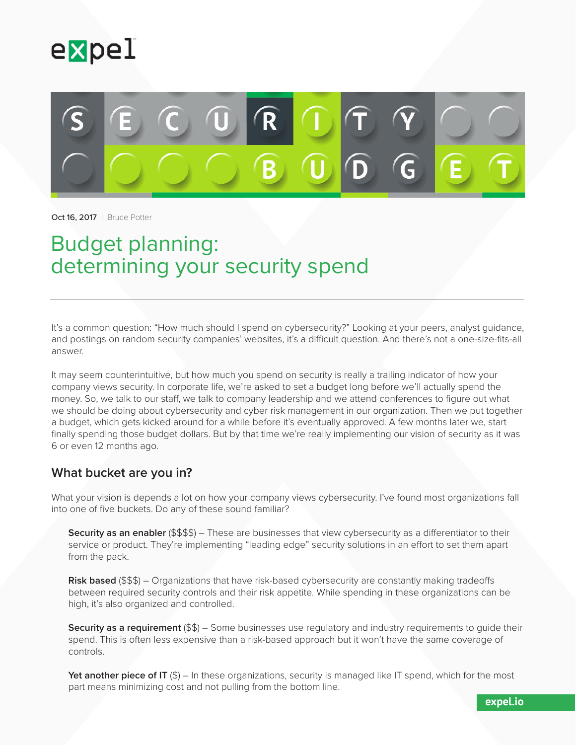Oct 16, 2017 | Bruce Potter

# Budget planning: determining your security spend

It's a common question: "How much should I spend on cybersecurity?" Looking at your peers, analyst guidance, and postings on random security companies' websites, it's a difficult question. And there's not a one-size-fits-all answer.

It may seem counterintuitive, but how much you spend on security is really a trailing indicator of how your company views security. In corporate life, we're asked to set a budget long before we'll actually spend the money. So, we talk to our staff, we talk to company leadership and we attend conferences to figure out what we should be doing about cybersecurity and cyber risk management in our organization. Then we put together a budget, which gets kicked around for a while before it's eventually approved. A few months later we, start finally spending those budget dollars. But by that time we're really implementing our vision of security as it was 6 or even 12 months ago.

## What bucket are you in?

What your vision is depends a lot on how your company views cybersecurity. I've found most organizations fall into one of five buckets. Do any of these sound familiar?

**Security as an enabler** ($$$$) – These are businesses that view cybersecurity as a differentiator to their service or product. They're implementing "leading edge" security solutions in an effort to set them apart from the pack.

**Risk based** ($$$) – Organizations that have risk-based cybersecurity are constantly making tradeoffs between required security controls and their risk appetite. While spending in these organizations can be high, it's also organized and controlled.

**Security as a requirement** ($$) – Some businesses use regulatory and industry requirements to guide their spend. This is often less expensive than a risk-based approach but it won't have the same coverage of controls.

**Yet another piece of IT** ($) – In these organizations, security is managed like IT spend, which for the most part means minimizing cost and not pulling from the bottom line.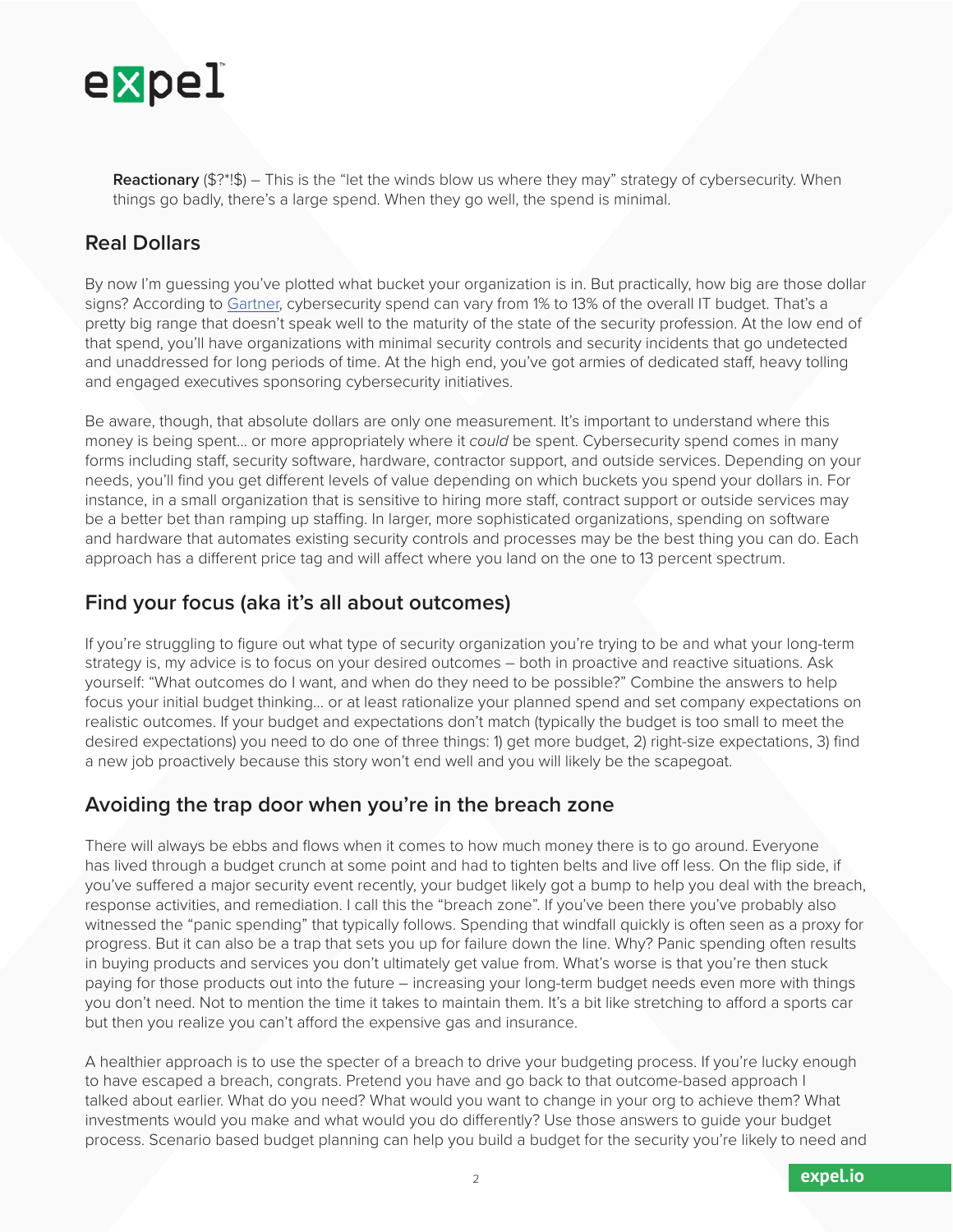**Reactionary** ($?*!$) – This is the "let the winds blow us where they may" strategy of cybersecurity. When things go badly, there's a large spend. When they go well, the spend is minimal.

## Real Dollars

By now I'm guessing you've plotted what bucket your organization is in. But practically, how big are those dollar signs? According to Gartner, cybersecurity spend can vary from 1% to 13% of the overall IT budget. That's a pretty big range that doesn't speak well to the maturity of the state of the security profession. At the low end of that spend, you'll have organizations with minimal security controls and security incidents that go undetected and unaddressed for long periods of time. At the high end, you've got armies of dedicated staff, heavy tolling and engaged executives sponsoring cybersecurity initiatives.

Be aware, though, that absolute dollars are only one measurement. It's important to understand where this money is being spent… or more appropriately where it *could* be spent. Cybersecurity spend comes in many forms including staff, security software, hardware, contractor support, and outside services. Depending on your needs, you'll find you get different levels of value depending on which buckets you spend your dollars in. For instance, in a small organization that is sensitive to hiring more staff, contract support or outside services may be a better bet than ramping up staffing. In larger, more sophisticated organizations, spending on software and hardware that automates existing security controls and processes may be the best thing you can do. Each approach has a different price tag and will affect where you land on the one to 13 percent spectrum.

## Find your focus (aka it's all about outcomes)

If you're struggling to figure out what type of security organization you're trying to be and what your long-term strategy is, my advice is to focus on your desired outcomes – both in proactive and reactive situations. Ask yourself: "What outcomes do I want, and when do they need to be possible?" Combine the answers to help focus your initial budget thinking… or at least rationalize your planned spend and set company expectations on realistic outcomes. If your budget and expectations don't match (typically the budget is too small to meet the desired expectations) you need to do one of three things: 1) get more budget, 2) right-size expectations, 3) find a new job proactively because this story won't end well and you will likely be the scapegoat.

## Avoiding the trap door when you're in the breach zone

There will always be ebbs and flows when it comes to how much money there is to go around. Everyone has lived through a budget crunch at some point and had to tighten belts and live off less. On the flip side, if you've suffered a major security event recently, your budget likely got a bump to help you deal with the breach, response activities, and remediation. I call this the "breach zone". If you've been there you've probably also witnessed the "panic spending" that typically follows. Spending that windfall quickly is often seen as a proxy for progress. But it can also be a trap that sets you up for failure down the line. Why? Panic spending often results in buying products and services you don't ultimately get value from. What's worse is that you're then stuck paying for those products out into the future – increasing your long-term budget needs even more with things you don't need. Not to mention the time it takes to maintain them. It's a bit like stretching to afford a sports car but then you realize you can't afford the expensive gas and insurance.

A healthier approach is to use the specter of a breach to drive your budgeting process. If you're lucky enough to have escaped a breach, congrats. Pretend you have and go back to that outcome-based approach I talked about earlier. What do you need? What would you want to change in your org to achieve them? What investments would you make and what would you do differently? Use those answers to guide your budget process. Scenario based budget planning can help you build a budget for the security you're likely to need and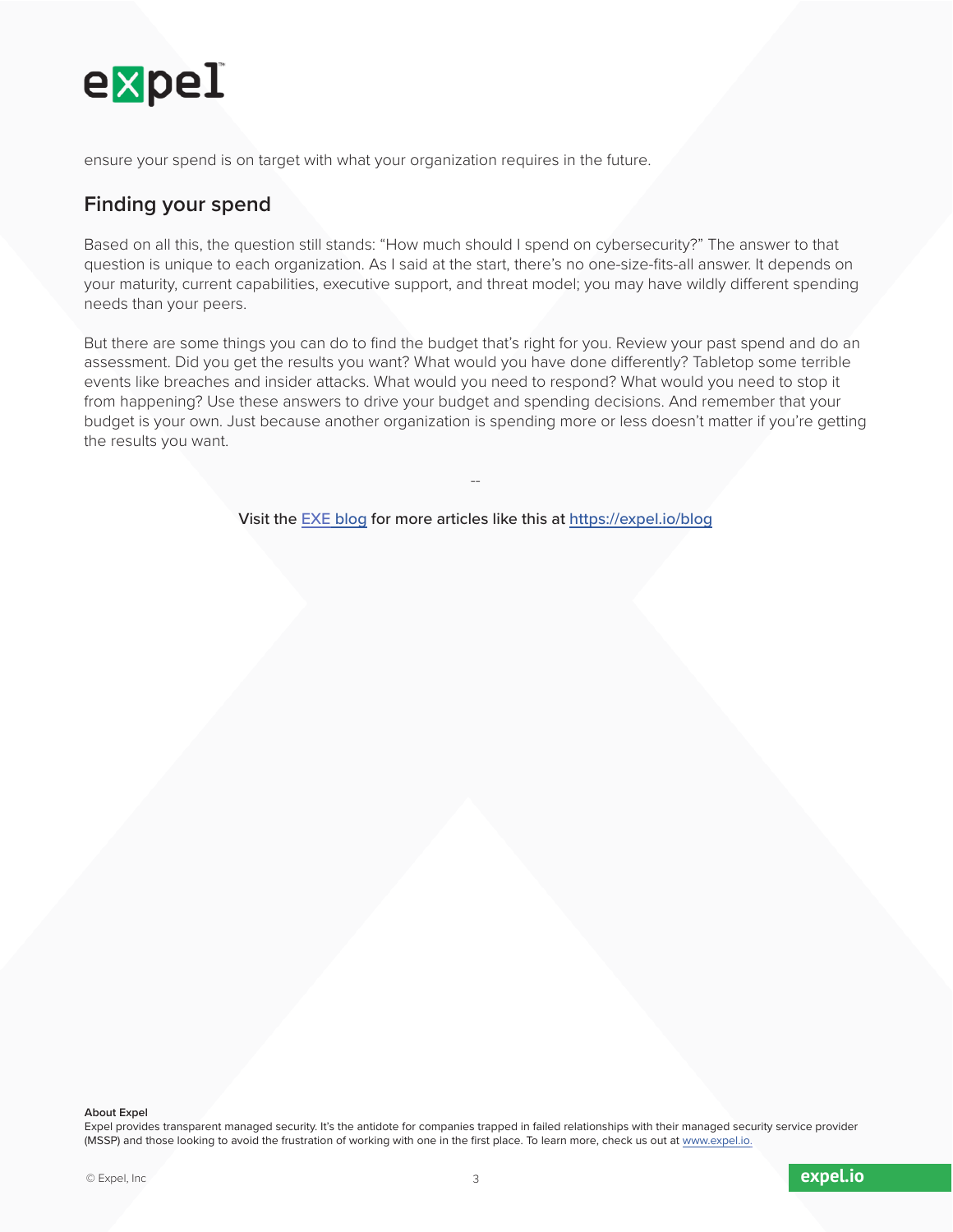ensure your spend is on target with what your organization requires in the future.

## Finding your spend

Based on all this, the question still stands: "How much should I spend on cybersecurity?" The answer to that question is unique to each organization. As I said at the start, there's no one-size-fits-all answer. It depends on your maturity, current capabilities, executive support, and threat model; you may have wildly different spending needs than your peers.

But there are some things you can do to find the budget that's right for you. Review your past spend and do an assessment. Did you get the results you want? What would you have done differently? Tabletop some terrible events like breaches and insider attacks. What would you need to respond? What would you need to stop it from happening? Use these answers to drive your budget and spending decisions. And remember that your budget is your own. Just because another organization is spending more or less doesn't matter if you're getting the results you want.

--

Visit the [EXE blog](https://expel.io/blog) for more articles like this at [https://expel.io/blog](https://expel.io/blog)

**About Expel**
Expel provides transparent managed security. It's the antidote for companies trapped in failed relationships with their managed security service provider (MSSP) and those looking to avoid the frustration of working with one in the first place. To learn more, check us out at [www.expel.io.](https://www.expel.io)

© Expel, Inc